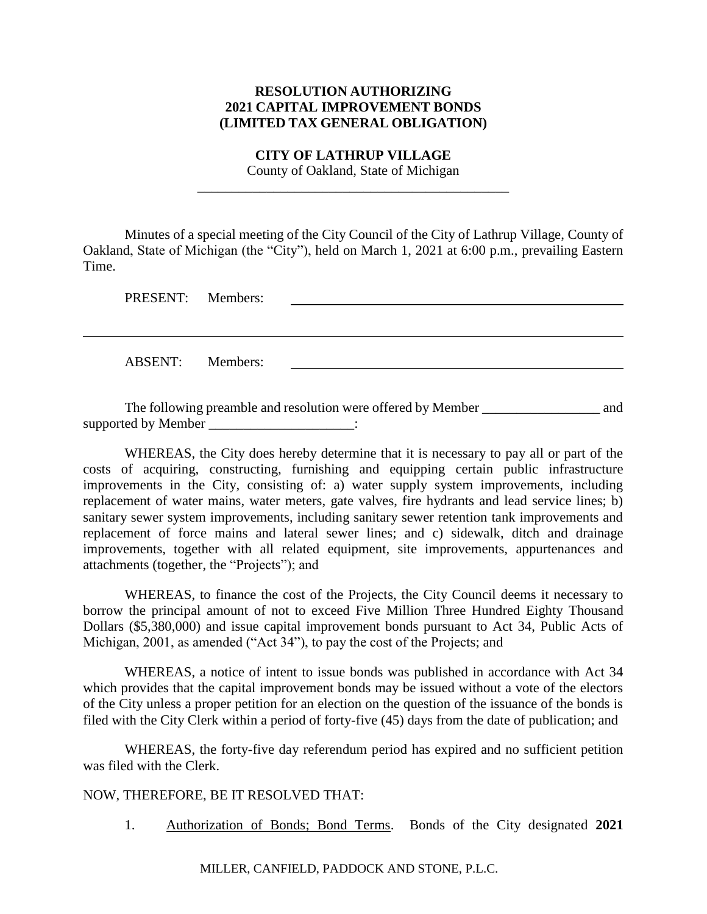# RESOLUTION AUTHORIZING
# 2021 CAPITAL IMPROVEMENT BONDS
# (LIMITED TAX GENERAL OBLIGATION)

## CITY OF LATHRUP VILLAGE

County of Oakland, State of Michigan

---

Minutes of a special meeting of the City Council of the City of Lathrup Village, County of Oakland, State of Michigan (the "City"), held on March 1, 2021 at 6:00 p.m., prevailing Eastern Time.

PRESENT: Members: ____________________________________________

______________________________________________________________

ABSENT: Members: ____________________________________________

The following preamble and resolution were offered by Member _________________ and supported by Member _____________________:

WHEREAS, the City does hereby determine that it is necessary to pay all or part of the costs of acquiring, constructing, furnishing and equipping certain public infrastructure improvements in the City, consisting of: a) water supply system improvements, including replacement of water mains, water meters, gate valves, fire hydrants and lead service lines; b) sanitary sewer system improvements, including sanitary sewer retention tank improvements and replacement of force mains and lateral sewer lines; and c) sidewalk, ditch and drainage improvements, together with all related equipment, site improvements, appurtenances and attachments (together, the "Projects"); and

WHEREAS, to finance the cost of the Projects, the City Council deems it necessary to borrow the principal amount of not to exceed Five Million Three Hundred Eighty Thousand Dollars ($5,380,000) and issue capital improvement bonds pursuant to Act 34, Public Acts of Michigan, 2001, as amended ("Act 34"), to pay the cost of the Projects; and

WHEREAS, a notice of intent to issue bonds was published in accordance with Act 34 which provides that the capital improvement bonds may be issued without a vote of the electors of the City unless a proper petition for an election on the question of the issuance of the bonds is filed with the City Clerk within a period of forty-five (45) days from the date of publication; and

WHEREAS, the forty-five day referendum period has expired and no sufficient petition was filed with the Clerk.

NOW, THEREFORE, BE IT RESOLVED THAT:

1. Authorization of Bonds; Bond Terms. Bonds of the City designated **2021**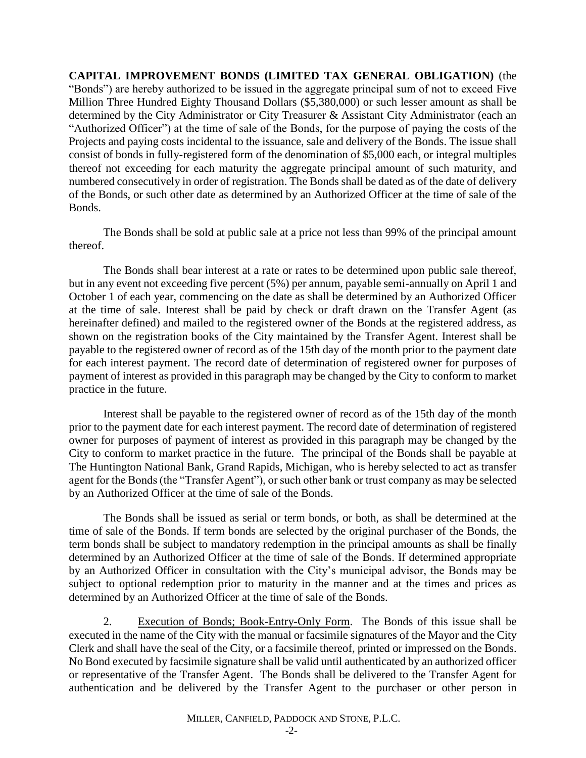**CAPITAL IMPROVEMENT BONDS (LIMITED TAX GENERAL OBLIGATION)** (the "Bonds") are hereby authorized to be issued in the aggregate principal sum of not to exceed Five Million Three Hundred Eighty Thousand Dollars ($5,380,000) or such lesser amount as shall be determined by the City Administrator or City Treasurer & Assistant City Administrator (each an "Authorized Officer") at the time of sale of the Bonds, for the purpose of paying the costs of the Projects and paying costs incidental to the issuance, sale and delivery of the Bonds. The issue shall consist of bonds in fully-registered form of the denomination of $5,000 each, or integral multiples thereof not exceeding for each maturity the aggregate principal amount of such maturity, and numbered consecutively in order of registration. The Bonds shall be dated as of the date of delivery of the Bonds, or such other date as determined by an Authorized Officer at the time of sale of the Bonds.

The Bonds shall be sold at public sale at a price not less than 99% of the principal amount thereof.

The Bonds shall bear interest at a rate or rates to be determined upon public sale thereof, but in any event not exceeding five percent (5%) per annum, payable semi-annually on April 1 and October 1 of each year, commencing on the date as shall be determined by an Authorized Officer at the time of sale. Interest shall be paid by check or draft drawn on the Transfer Agent (as hereinafter defined) and mailed to the registered owner of the Bonds at the registered address, as shown on the registration books of the City maintained by the Transfer Agent. Interest shall be payable to the registered owner of record as of the 15th day of the month prior to the payment date for each interest payment. The record date of determination of registered owner for purposes of payment of interest as provided in this paragraph may be changed by the City to conform to market practice in the future.

Interest shall be payable to the registered owner of record as of the 15th day of the month prior to the payment date for each interest payment. The record date of determination of registered owner for purposes of payment of interest as provided in this paragraph may be changed by the City to conform to market practice in the future. The principal of the Bonds shall be payable at The Huntington National Bank, Grand Rapids, Michigan, who is hereby selected to act as transfer agent for the Bonds (the "Transfer Agent"), or such other bank or trust company as may be selected by an Authorized Officer at the time of sale of the Bonds.

The Bonds shall be issued as serial or term bonds, or both, as shall be determined at the time of sale of the Bonds. If term bonds are selected by the original purchaser of the Bonds, the term bonds shall be subject to mandatory redemption in the principal amounts as shall be finally determined by an Authorized Officer at the time of sale of the Bonds. If determined appropriate by an Authorized Officer in consultation with the City's municipal advisor, the Bonds may be subject to optional redemption prior to maturity in the manner and at the times and prices as determined by an Authorized Officer at the time of sale of the Bonds.

2. Execution of Bonds; Book-Entry-Only Form. The Bonds of this issue shall be executed in the name of the City with the manual or facsimile signatures of the Mayor and the City Clerk and shall have the seal of the City, or a facsimile thereof, printed or impressed on the Bonds. No Bond executed by facsimile signature shall be valid until authenticated by an authorized officer or representative of the Transfer Agent. The Bonds shall be delivered to the Transfer Agent for authentication and be delivered by the Transfer Agent to the purchaser or other person in

MILLER, CANFIELD, PADDOCK AND STONE, P.L.C.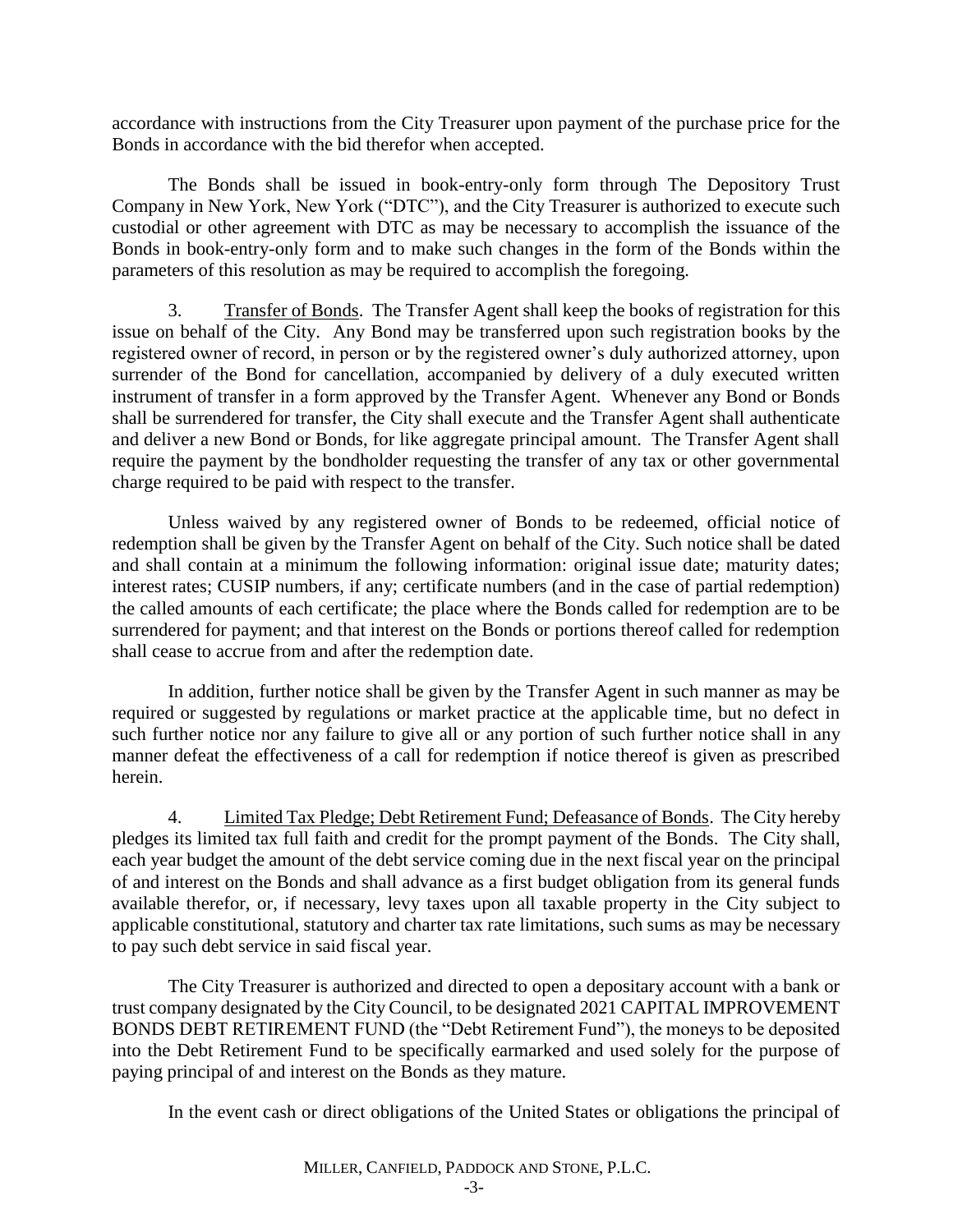accordance with instructions from the City Treasurer upon payment of the purchase price for the Bonds in accordance with the bid therefor when accepted.

The Bonds shall be issued in book-entry-only form through The Depository Trust Company in New York, New York ("DTC"), and the City Treasurer is authorized to execute such custodial or other agreement with DTC as may be necessary to accomplish the issuance of the Bonds in book-entry-only form and to make such changes in the form of the Bonds within the parameters of this resolution as may be required to accomplish the foregoing.

3. Transfer of Bonds. The Transfer Agent shall keep the books of registration for this issue on behalf of the City. Any Bond may be transferred upon such registration books by the registered owner of record, in person or by the registered owner's duly authorized attorney, upon surrender of the Bond for cancellation, accompanied by delivery of a duly executed written instrument of transfer in a form approved by the Transfer Agent. Whenever any Bond or Bonds shall be surrendered for transfer, the City shall execute and the Transfer Agent shall authenticate and deliver a new Bond or Bonds, for like aggregate principal amount. The Transfer Agent shall require the payment by the bondholder requesting the transfer of any tax or other governmental charge required to be paid with respect to the transfer.

Unless waived by any registered owner of Bonds to be redeemed, official notice of redemption shall be given by the Transfer Agent on behalf of the City. Such notice shall be dated and shall contain at a minimum the following information: original issue date; maturity dates; interest rates; CUSIP numbers, if any; certificate numbers (and in the case of partial redemption) the called amounts of each certificate; the place where the Bonds called for redemption are to be surrendered for payment; and that interest on the Bonds or portions thereof called for redemption shall cease to accrue from and after the redemption date.

In addition, further notice shall be given by the Transfer Agent in such manner as may be required or suggested by regulations or market practice at the applicable time, but no defect in such further notice nor any failure to give all or any portion of such further notice shall in any manner defeat the effectiveness of a call for redemption if notice thereof is given as prescribed herein.

4. Limited Tax Pledge; Debt Retirement Fund; Defeasance of Bonds. The City hereby pledges its limited tax full faith and credit for the prompt payment of the Bonds. The City shall, each year budget the amount of the debt service coming due in the next fiscal year on the principal of and interest on the Bonds and shall advance as a first budget obligation from its general funds available therefor, or, if necessary, levy taxes upon all taxable property in the City subject to applicable constitutional, statutory and charter tax rate limitations, such sums as may be necessary to pay such debt service in said fiscal year.

The City Treasurer is authorized and directed to open a depositary account with a bank or trust company designated by the City Council, to be designated 2021 CAPITAL IMPROVEMENT BONDS DEBT RETIREMENT FUND (the "Debt Retirement Fund"), the moneys to be deposited into the Debt Retirement Fund to be specifically earmarked and used solely for the purpose of paying principal of and interest on the Bonds as they mature.

In the event cash or direct obligations of the United States or obligations the principal of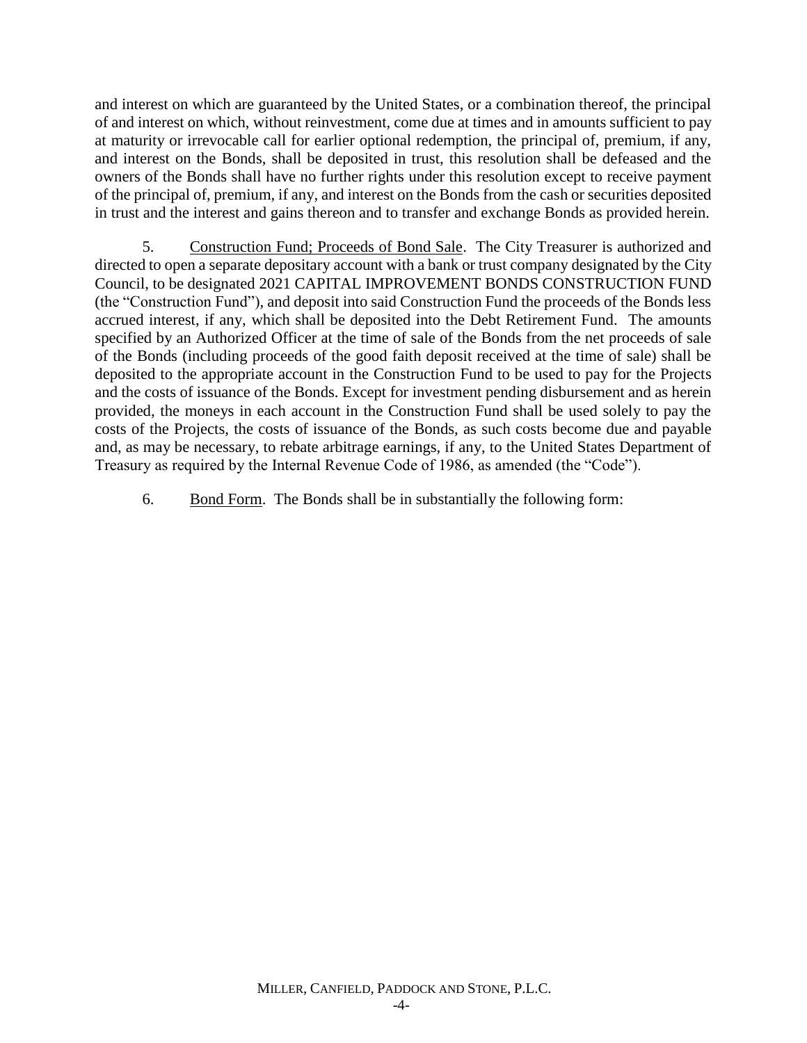and interest on which are guaranteed by the United States, or a combination thereof, the principal of and interest on which, without reinvestment, come due at times and in amounts sufficient to pay at maturity or irrevocable call for earlier optional redemption, the principal of, premium, if any, and interest on the Bonds, shall be deposited in trust, this resolution shall be defeased and the owners of the Bonds shall have no further rights under this resolution except to receive payment of the principal of, premium, if any, and interest on the Bonds from the cash or securities deposited in trust and the interest and gains thereon and to transfer and exchange Bonds as provided herein.

5. Construction Fund; Proceeds of Bond Sale. The City Treasurer is authorized and directed to open a separate depositary account with a bank or trust company designated by the City Council, to be designated 2021 CAPITAL IMPROVEMENT BONDS CONSTRUCTION FUND (the "Construction Fund"), and deposit into said Construction Fund the proceeds of the Bonds less accrued interest, if any, which shall be deposited into the Debt Retirement Fund. The amounts specified by an Authorized Officer at the time of sale of the Bonds from the net proceeds of sale of the Bonds (including proceeds of the good faith deposit received at the time of sale) shall be deposited to the appropriate account in the Construction Fund to be used to pay for the Projects and the costs of issuance of the Bonds. Except for investment pending disbursement and as herein provided, the moneys in each account in the Construction Fund shall be used solely to pay the costs of the Projects, the costs of issuance of the Bonds, as such costs become due and payable and, as may be necessary, to rebate arbitrage earnings, if any, to the United States Department of Treasury as required by the Internal Revenue Code of 1986, as amended (the "Code").

6. Bond Form. The Bonds shall be in substantially the following form: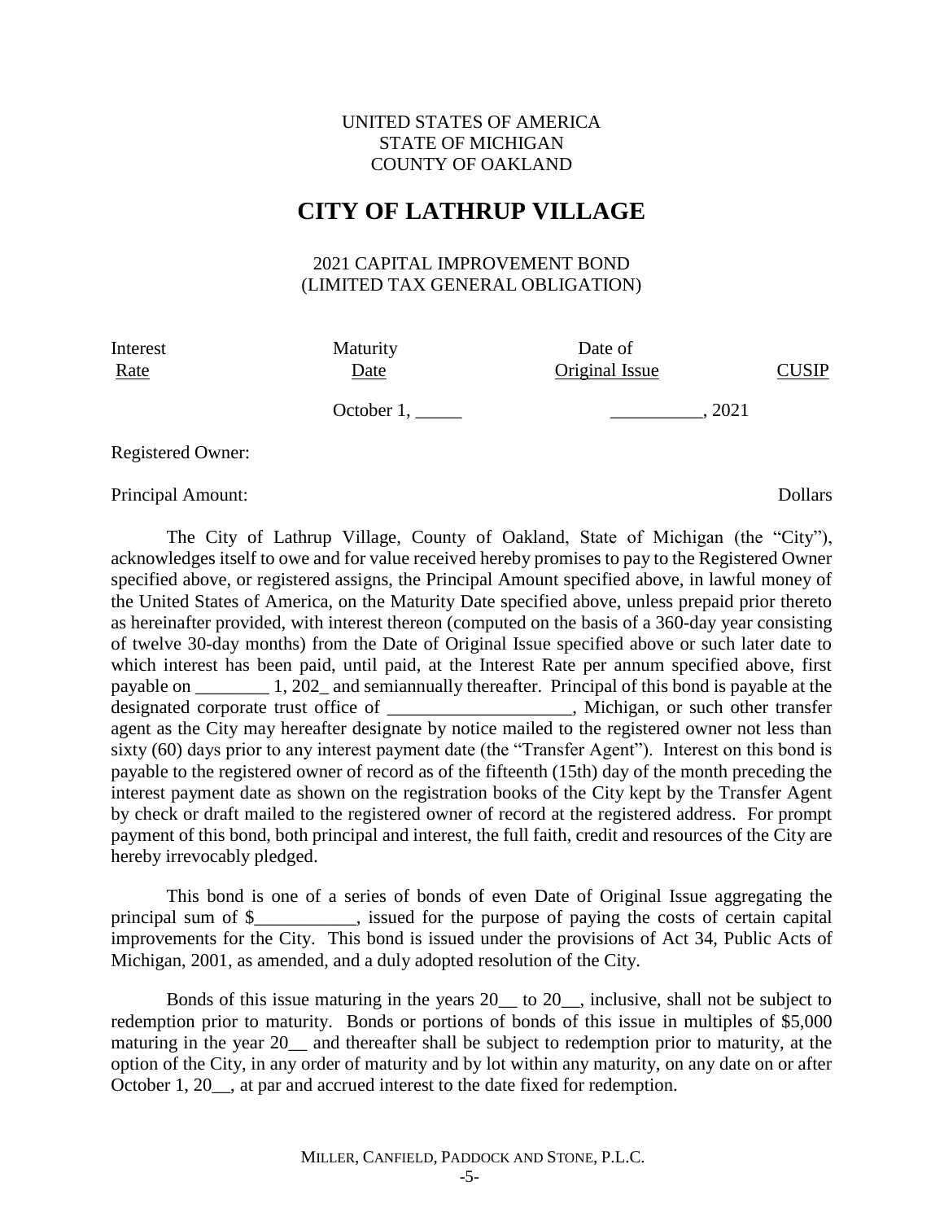UNITED STATES OF AMERICA
STATE OF MICHIGAN
COUNTY OF OAKLAND

# CITY OF LATHRUP VILLAGE

2021 CAPITAL IMPROVEMENT BOND
(LIMITED TAX GENERAL OBLIGATION)

| Interest Rate | Maturity Date | Date of Original Issue | CUSIP |
|---|---|---|---|
| | October 1, _____ | __________, 2021 | |

Registered Owner:

Principal Amount: Dollars

The City of Lathrup Village, County of Oakland, State of Michigan (the "City"), acknowledges itself to owe and for value received hereby promises to pay to the Registered Owner specified above, or registered assigns, the Principal Amount specified above, in lawful money of the United States of America, on the Maturity Date specified above, unless prepaid prior thereto as hereinafter provided, with interest thereon (computed on the basis of a 360-day year consisting of twelve 30-day months) from the Date of Original Issue specified above or such later date to which interest has been paid, until paid, at the Interest Rate per annum specified above, first payable on ________ 1, 202_ and semiannually thereafter. Principal of this bond is payable at the designated corporate trust office of ____________________, Michigan, or such other transfer agent as the City may hereafter designate by notice mailed to the registered owner not less than sixty (60) days prior to any interest payment date (the "Transfer Agent"). Interest on this bond is payable to the registered owner of record as of the fifteenth (15th) day of the month preceding the interest payment date as shown on the registration books of the City kept by the Transfer Agent by check or draft mailed to the registered owner of record at the registered address. For prompt payment of this bond, both principal and interest, the full faith, credit and resources of the City are hereby irrevocably pledged.

This bond is one of a series of bonds of even Date of Original Issue aggregating the principal sum of $___________, issued for the purpose of paying the costs of certain capital improvements for the City. This bond is issued under the provisions of Act 34, Public Acts of Michigan, 2001, as amended, and a duly adopted resolution of the City.

Bonds of this issue maturing in the years 20__ to 20__, inclusive, shall not be subject to redemption prior to maturity. Bonds or portions of bonds of this issue in multiples of $5,000 maturing in the year 20__ and thereafter shall be subject to redemption prior to maturity, at the option of the City, in any order of maturity and by lot within any maturity, on any date on or after October 1, 20__, at par and accrued interest to the date fixed for redemption.

MILLER, CANFIELD, PADDOCK AND STONE, P.L.C.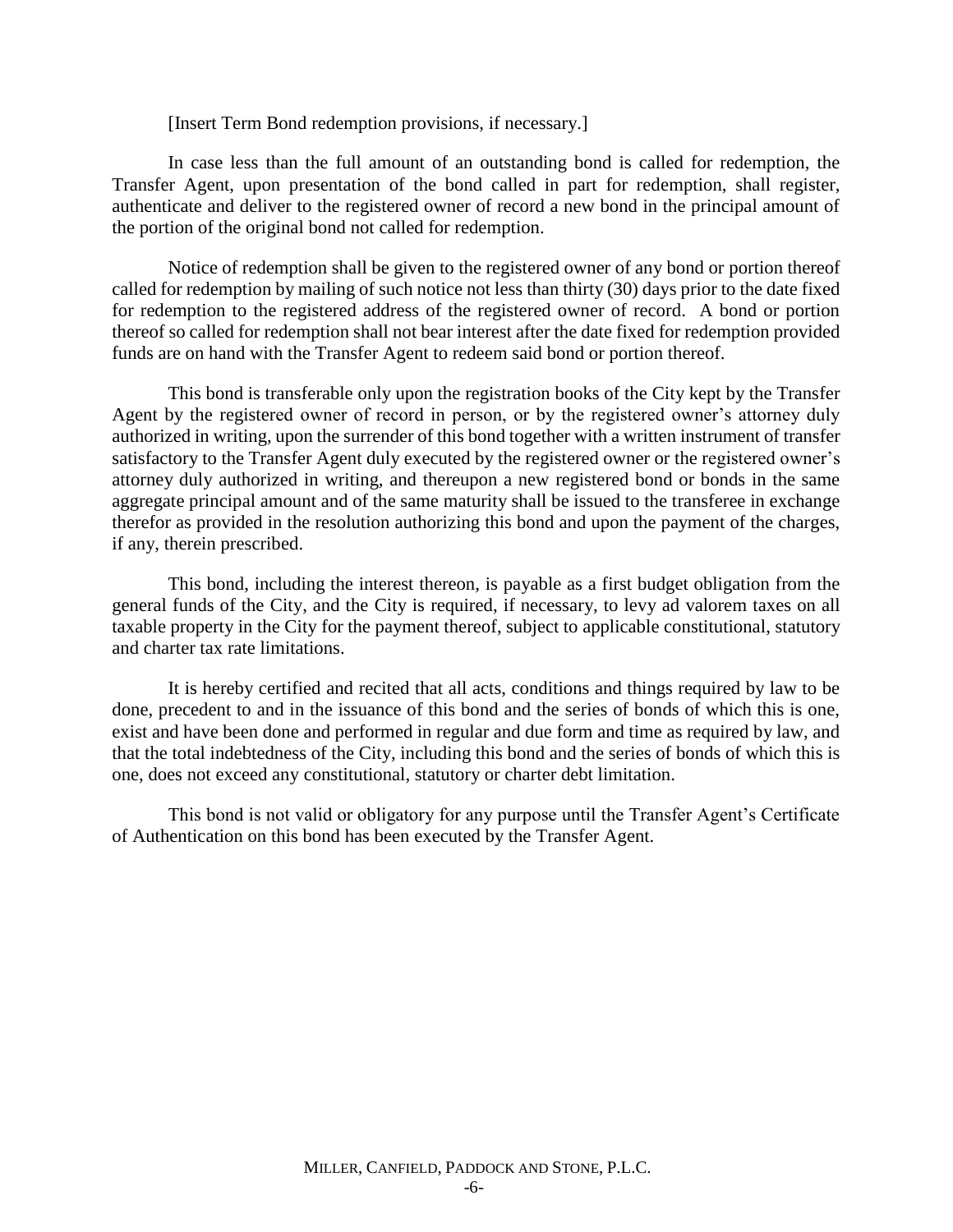[Insert Term Bond redemption provisions, if necessary.]

In case less than the full amount of an outstanding bond is called for redemption, the Transfer Agent, upon presentation of the bond called in part for redemption, shall register, authenticate and deliver to the registered owner of record a new bond in the principal amount of the portion of the original bond not called for redemption.

Notice of redemption shall be given to the registered owner of any bond or portion thereof called for redemption by mailing of such notice not less than thirty (30) days prior to the date fixed for redemption to the registered address of the registered owner of record. A bond or portion thereof so called for redemption shall not bear interest after the date fixed for redemption provided funds are on hand with the Transfer Agent to redeem said bond or portion thereof.

This bond is transferable only upon the registration books of the City kept by the Transfer Agent by the registered owner of record in person, or by the registered owner's attorney duly authorized in writing, upon the surrender of this bond together with a written instrument of transfer satisfactory to the Transfer Agent duly executed by the registered owner or the registered owner's attorney duly authorized in writing, and thereupon a new registered bond or bonds in the same aggregate principal amount and of the same maturity shall be issued to the transferee in exchange therefor as provided in the resolution authorizing this bond and upon the payment of the charges, if any, therein prescribed.

This bond, including the interest thereon, is payable as a first budget obligation from the general funds of the City, and the City is required, if necessary, to levy ad valorem taxes on all taxable property in the City for the payment thereof, subject to applicable constitutional, statutory and charter tax rate limitations.

It is hereby certified and recited that all acts, conditions and things required by law to be done, precedent to and in the issuance of this bond and the series of bonds of which this is one, exist and have been done and performed in regular and due form and time as required by law, and that the total indebtedness of the City, including this bond and the series of bonds of which this is one, does not exceed any constitutional, statutory or charter debt limitation.

This bond is not valid or obligatory for any purpose until the Transfer Agent's Certificate of Authentication on this bond has been executed by the Transfer Agent.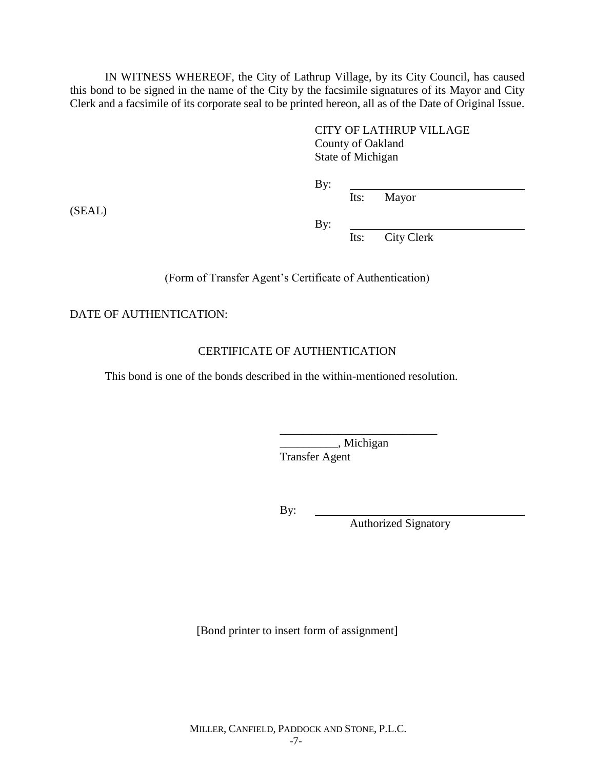IN WITNESS WHEREOF, the City of Lathrup Village, by its City Council, has caused this bond to be signed in the name of the City by the facsimile signatures of its Mayor and City Clerk and a facsimile of its corporate seal to be printed hereon, all as of the Date of Original Issue.

CITY OF LATHRUP VILLAGE
County of Oakland
State of Michigan

By: ______________________________
Its: Mayor

(SEAL)

By: ______________________________
Its: City Clerk

(Form of Transfer Agent's Certificate of Authentication)

DATE OF AUTHENTICATION:

CERTIFICATE OF AUTHENTICATION

This bond is one of the bonds described in the within-mentioned resolution.

___________________________
__________, Michigan
Transfer Agent

By: ______________________________
Authorized Signatory

[Bond printer to insert form of assignment]

MILLER, CANFIELD, PADDOCK AND STONE, P.L.C.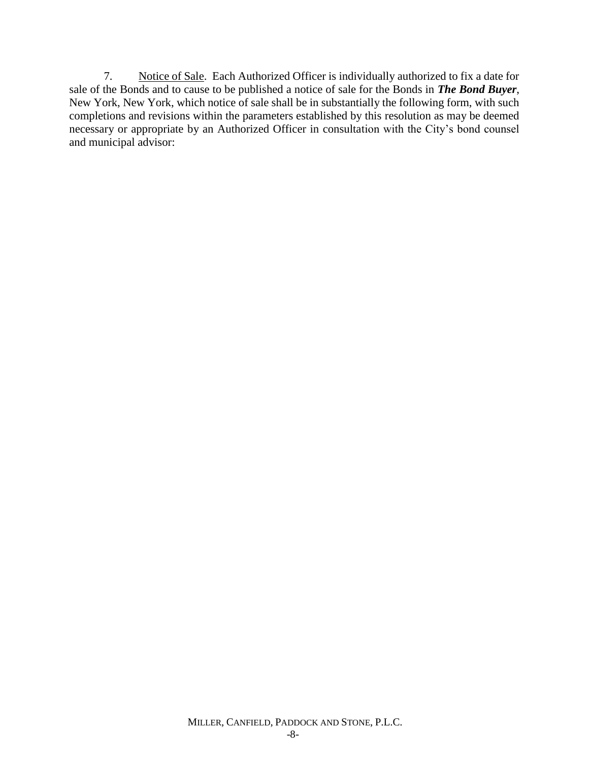7. <u>Notice of Sale</u>. Each Authorized Officer is individually authorized to fix a date for sale of the Bonds and to cause to be published a notice of sale for the Bonds in ***The Bond Buyer***, New York, New York, which notice of sale shall be in substantially the following form, with such completions and revisions within the parameters established by this resolution as may be deemed necessary or appropriate by an Authorized Officer in consultation with the City's bond counsel and municipal advisor: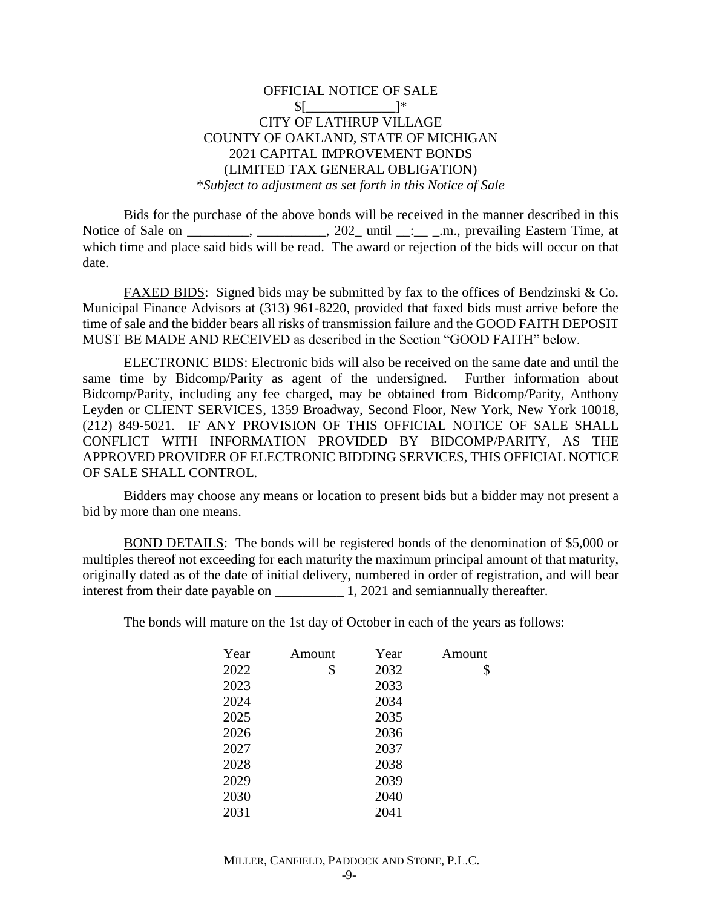OFFICIAL NOTICE OF SALE

$[_____________]*

CITY OF LATHRUP VILLAGE

COUNTY OF OAKLAND, STATE OF MICHIGAN

2021 CAPITAL IMPROVEMENT BONDS

(LIMITED TAX GENERAL OBLIGATION)

*\*Subject to adjustment as set forth in this Notice of Sale*

Bids for the purchase of the above bonds will be received in the manner described in this Notice of Sale on _________, __________, 202_ until __:__ _.m., prevailing Eastern Time, at which time and place said bids will be read. The award or rejection of the bids will occur on that date.

FAXED BIDS: Signed bids may be submitted by fax to the offices of Bendzinski & Co. Municipal Finance Advisors at (313) 961-8220, provided that faxed bids must arrive before the time of sale and the bidder bears all risks of transmission failure and the GOOD FAITH DEPOSIT MUST BE MADE AND RECEIVED as described in the Section "GOOD FAITH" below.

ELECTRONIC BIDS: Electronic bids will also be received on the same date and until the same time by Bidcomp/Parity as agent of the undersigned. Further information about Bidcomp/Parity, including any fee charged, may be obtained from Bidcomp/Parity, Anthony Leyden or CLIENT SERVICES, 1359 Broadway, Second Floor, New York, New York 10018, (212) 849-5021. IF ANY PROVISION OF THIS OFFICIAL NOTICE OF SALE SHALL CONFLICT WITH INFORMATION PROVIDED BY BIDCOMP/PARITY, AS THE APPROVED PROVIDER OF ELECTRONIC BIDDING SERVICES, THIS OFFICIAL NOTICE OF SALE SHALL CONTROL.

Bidders may choose any means or location to present bids but a bidder may not present a bid by more than one means.

BOND DETAILS: The bonds will be registered bonds of the denomination of $5,000 or multiples thereof not exceeding for each maturity the maximum principal amount of that maturity, originally dated as of the date of initial delivery, numbered in order of registration, and will bear interest from their date payable on __________ 1, 2021 and semiannually thereafter.

The bonds will mature on the 1st day of October in each of the years as follows:

| Year | Amount | Year | Amount |
|---|---|---|---|
| 2022 | $ | 2032 | $ |
| 2023 | | 2033 | |
| 2024 | | 2034 | |
| 2025 | | 2035 | |
| 2026 | | 2036 | |
| 2027 | | 2037 | |
| 2028 | | 2038 | |
| 2029 | | 2039 | |
| 2030 | | 2040 | |
| 2031 | | 2041 | |

MILLER, CANFIELD, PADDOCK AND STONE, P.L.C.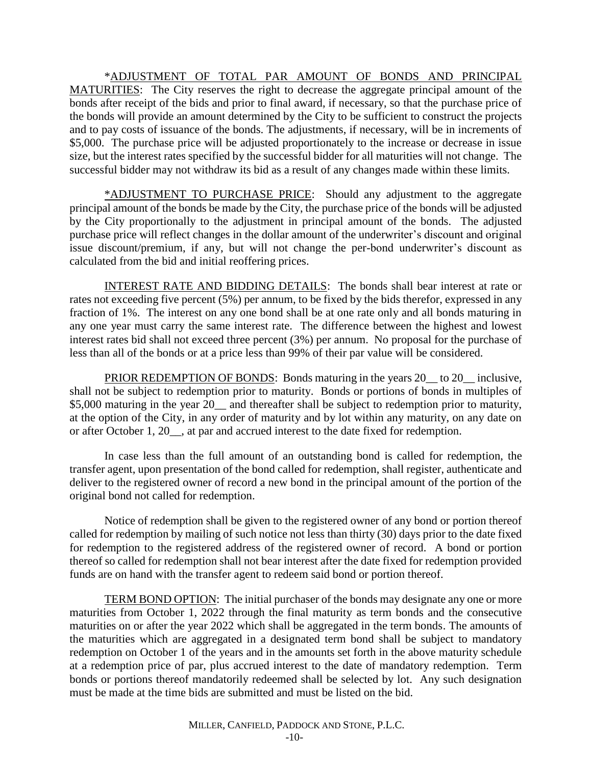*ADJUSTMENT OF TOTAL PAR AMOUNT OF BONDS AND PRINCIPAL MATURITIES: The City reserves the right to decrease the aggregate principal amount of the bonds after receipt of the bids and prior to final award, if necessary, so that the purchase price of the bonds will provide an amount determined by the City to be sufficient to construct the projects and to pay costs of issuance of the bonds. The adjustments, if necessary, will be in increments of $5,000. The purchase price will be adjusted proportionately to the increase or decrease in issue size, but the interest rates specified by the successful bidder for all maturities will not change. The successful bidder may not withdraw its bid as a result of any changes made within these limits.

*ADJUSTMENT TO PURCHASE PRICE: Should any adjustment to the aggregate principal amount of the bonds be made by the City, the purchase price of the bonds will be adjusted by the City proportionally to the adjustment in principal amount of the bonds. The adjusted purchase price will reflect changes in the dollar amount of the underwriter's discount and original issue discount/premium, if any, but will not change the per-bond underwriter's discount as calculated from the bid and initial reoffering prices.

INTEREST RATE AND BIDDING DETAILS: The bonds shall bear interest at rate or rates not exceeding five percent (5%) per annum, to be fixed by the bids therefor, expressed in any fraction of 1%. The interest on any one bond shall be at one rate only and all bonds maturing in any one year must carry the same interest rate. The difference between the highest and lowest interest rates bid shall not exceed three percent (3%) per annum. No proposal for the purchase of less than all of the bonds or at a price less than 99% of their par value will be considered.

PRIOR REDEMPTION OF BONDS: Bonds maturing in the years 20__ to 20__ inclusive, shall not be subject to redemption prior to maturity. Bonds or portions of bonds in multiples of $5,000 maturing in the year 20__ and thereafter shall be subject to redemption prior to maturity, at the option of the City, in any order of maturity and by lot within any maturity, on any date on or after October 1, 20__, at par and accrued interest to the date fixed for redemption.

In case less than the full amount of an outstanding bond is called for redemption, the transfer agent, upon presentation of the bond called for redemption, shall register, authenticate and deliver to the registered owner of record a new bond in the principal amount of the portion of the original bond not called for redemption.

Notice of redemption shall be given to the registered owner of any bond or portion thereof called for redemption by mailing of such notice not less than thirty (30) days prior to the date fixed for redemption to the registered address of the registered owner of record. A bond or portion thereof so called for redemption shall not bear interest after the date fixed for redemption provided funds are on hand with the transfer agent to redeem said bond or portion thereof.

TERM BOND OPTION: The initial purchaser of the bonds may designate any one or more maturities from October 1, 2022 through the final maturity as term bonds and the consecutive maturities on or after the year 2022 which shall be aggregated in the term bonds. The amounts of the maturities which are aggregated in a designated term bond shall be subject to mandatory redemption on October 1 of the years and in the amounts set forth in the above maturity schedule at a redemption price of par, plus accrued interest to the date of mandatory redemption. Term bonds or portions thereof mandatorily redeemed shall be selected by lot. Any such designation must be made at the time bids are submitted and must be listed on the bid.

MILLER, CANFIELD, PADDOCK AND STONE, P.L.C.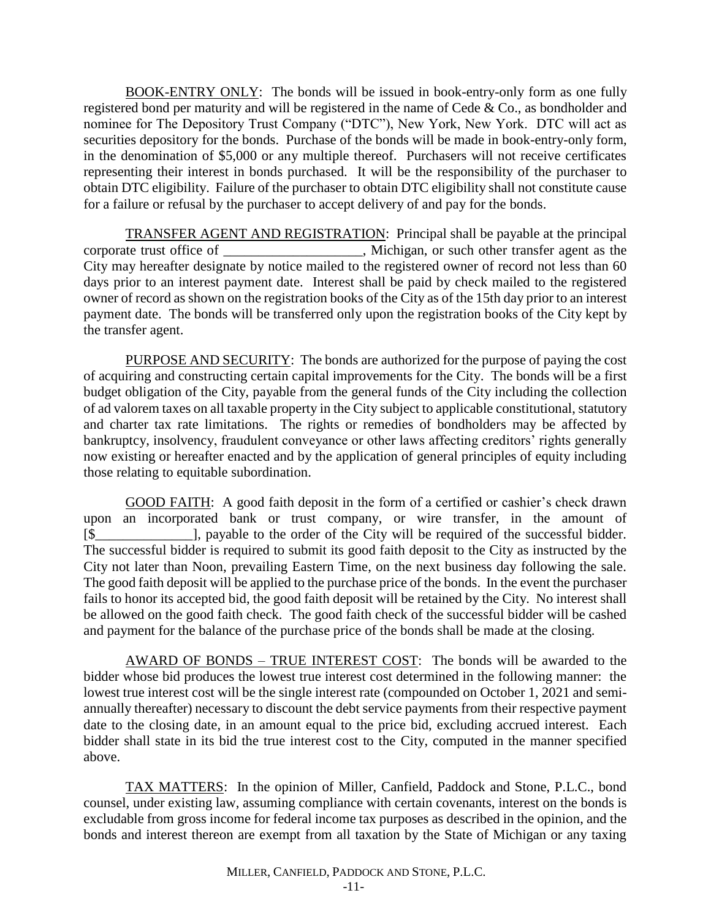BOOK-ENTRY ONLY: The bonds will be issued in book-entry-only form as one fully registered bond per maturity and will be registered in the name of Cede & Co., as bondholder and nominee for The Depository Trust Company ("DTC"), New York, New York. DTC will act as securities depository for the bonds. Purchase of the bonds will be made in book-entry-only form, in the denomination of $5,000 or any multiple thereof. Purchasers will not receive certificates representing their interest in bonds purchased. It will be the responsibility of the purchaser to obtain DTC eligibility. Failure of the purchaser to obtain DTC eligibility shall not constitute cause for a failure or refusal by the purchaser to accept delivery of and pay for the bonds.

TRANSFER AGENT AND REGISTRATION: Principal shall be payable at the principal corporate trust office of ____________________, Michigan, or such other transfer agent as the City may hereafter designate by notice mailed to the registered owner of record not less than 60 days prior to an interest payment date. Interest shall be paid by check mailed to the registered owner of record as shown on the registration books of the City as of the 15th day prior to an interest payment date. The bonds will be transferred only upon the registration books of the City kept by the transfer agent.

PURPOSE AND SECURITY: The bonds are authorized for the purpose of paying the cost of acquiring and constructing certain capital improvements for the City. The bonds will be a first budget obligation of the City, payable from the general funds of the City including the collection of ad valorem taxes on all taxable property in the City subject to applicable constitutional, statutory and charter tax rate limitations. The rights or remedies of bondholders may be affected by bankruptcy, insolvency, fraudulent conveyance or other laws affecting creditors' rights generally now existing or hereafter enacted and by the application of general principles of equity including those relating to equitable subordination.

GOOD FAITH: A good faith deposit in the form of a certified or cashier's check drawn upon an incorporated bank or trust company, or wire transfer, in the amount of [$______________], payable to the order of the City will be required of the successful bidder. The successful bidder is required to submit its good faith deposit to the City as instructed by the City not later than Noon, prevailing Eastern Time, on the next business day following the sale. The good faith deposit will be applied to the purchase price of the bonds. In the event the purchaser fails to honor its accepted bid, the good faith deposit will be retained by the City. No interest shall be allowed on the good faith check. The good faith check of the successful bidder will be cashed and payment for the balance of the purchase price of the bonds shall be made at the closing.

AWARD OF BONDS – TRUE INTEREST COST: The bonds will be awarded to the bidder whose bid produces the lowest true interest cost determined in the following manner: the lowest true interest cost will be the single interest rate (compounded on October 1, 2021 and semi-annually thereafter) necessary to discount the debt service payments from their respective payment date to the closing date, in an amount equal to the price bid, excluding accrued interest. Each bidder shall state in its bid the true interest cost to the City, computed in the manner specified above.

TAX MATTERS: In the opinion of Miller, Canfield, Paddock and Stone, P.L.C., bond counsel, under existing law, assuming compliance with certain covenants, interest on the bonds is excludable from gross income for federal income tax purposes as described in the opinion, and the bonds and interest thereon are exempt from all taxation by the State of Michigan or any taxing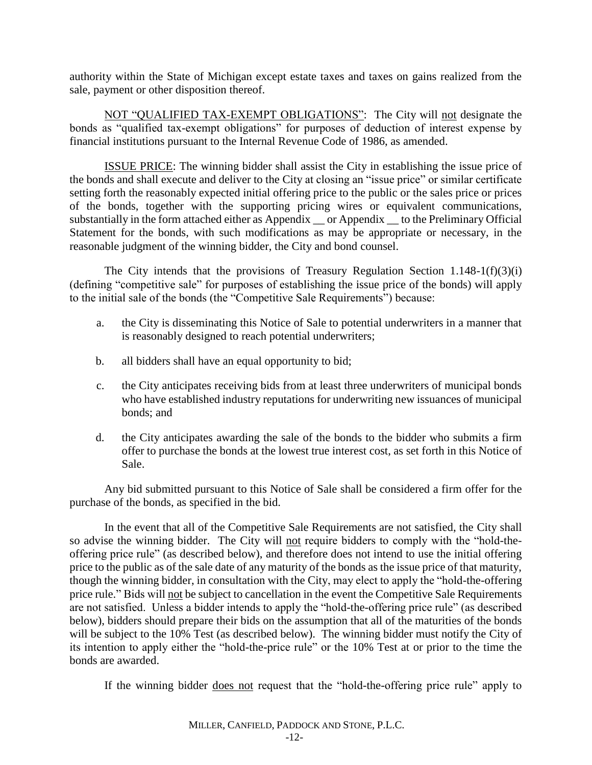authority within the State of Michigan except estate taxes and taxes on gains realized from the sale, payment or other disposition thereof.

NOT "QUALIFIED TAX-EXEMPT OBLIGATIONS": The City will not designate the bonds as "qualified tax-exempt obligations" for purposes of deduction of interest expense by financial institutions pursuant to the Internal Revenue Code of 1986, as amended.

ISSUE PRICE: The winning bidder shall assist the City in establishing the issue price of the bonds and shall execute and deliver to the City at closing an "issue price" or similar certificate setting forth the reasonably expected initial offering price to the public or the sales price or prices of the bonds, together with the supporting pricing wires or equivalent communications, substantially in the form attached either as Appendix __ or Appendix __ to the Preliminary Official Statement for the bonds, with such modifications as may be appropriate or necessary, in the reasonable judgment of the winning bidder, the City and bond counsel.

The City intends that the provisions of Treasury Regulation Section 1.148-1(f)(3)(i) (defining "competitive sale" for purposes of establishing the issue price of the bonds) will apply to the initial sale of the bonds (the "Competitive Sale Requirements") because:

a. the City is disseminating this Notice of Sale to potential underwriters in a manner that is reasonably designed to reach potential underwriters;

b. all bidders shall have an equal opportunity to bid;

c. the City anticipates receiving bids from at least three underwriters of municipal bonds who have established industry reputations for underwriting new issuances of municipal bonds; and

d. the City anticipates awarding the sale of the bonds to the bidder who submits a firm offer to purchase the bonds at the lowest true interest cost, as set forth in this Notice of Sale.

Any bid submitted pursuant to this Notice of Sale shall be considered a firm offer for the purchase of the bonds, as specified in the bid.

In the event that all of the Competitive Sale Requirements are not satisfied, the City shall so advise the winning bidder. The City will not require bidders to comply with the "hold-the-offering price rule" (as described below), and therefore does not intend to use the initial offering price to the public as of the sale date of any maturity of the bonds as the issue price of that maturity, though the winning bidder, in consultation with the City, may elect to apply the "hold-the-offering price rule." Bids will not be subject to cancellation in the event the Competitive Sale Requirements are not satisfied. Unless a bidder intends to apply the "hold-the-offering price rule" (as described below), bidders should prepare their bids on the assumption that all of the maturities of the bonds will be subject to the 10% Test (as described below). The winning bidder must notify the City of its intention to apply either the "hold-the-price rule" or the 10% Test at or prior to the time the bonds are awarded.

If the winning bidder does not request that the "hold-the-offering price rule" apply to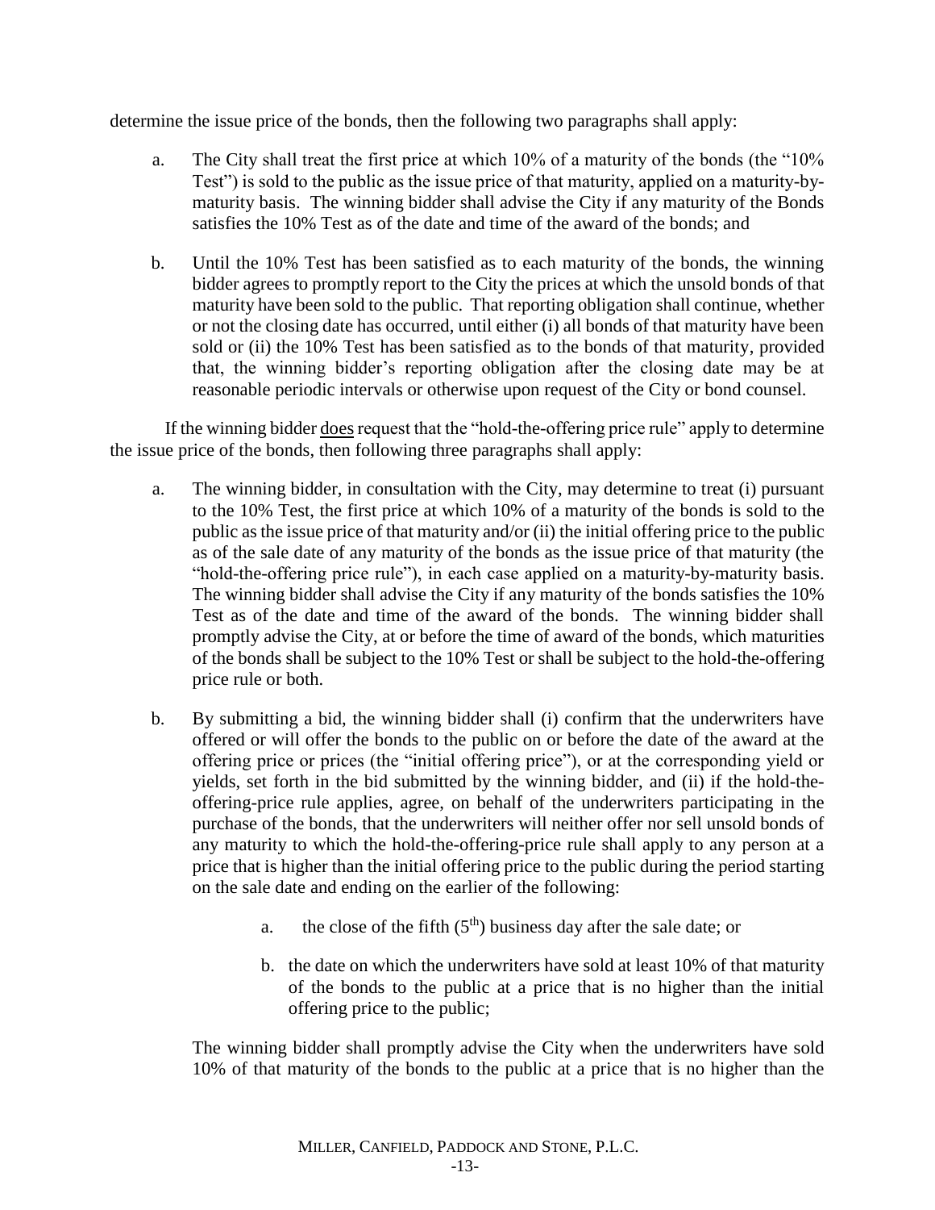determine the issue price of the bonds, then the following two paragraphs shall apply:

a. The City shall treat the first price at which 10% of a maturity of the bonds (the "10% Test") is sold to the public as the issue price of that maturity, applied on a maturity-by-maturity basis. The winning bidder shall advise the City if any maturity of the Bonds satisfies the 10% Test as of the date and time of the award of the bonds; and

b. Until the 10% Test has been satisfied as to each maturity of the bonds, the winning bidder agrees to promptly report to the City the prices at which the unsold bonds of that maturity have been sold to the public. That reporting obligation shall continue, whether or not the closing date has occurred, until either (i) all bonds of that maturity have been sold or (ii) the 10% Test has been satisfied as to the bonds of that maturity, provided that, the winning bidder's reporting obligation after the closing date may be at reasonable periodic intervals or otherwise upon request of the City or bond counsel.

If the winning bidder does request that the "hold-the-offering price rule" apply to determine the issue price of the bonds, then following three paragraphs shall apply:

a. The winning bidder, in consultation with the City, may determine to treat (i) pursuant to the 10% Test, the first price at which 10% of a maturity of the bonds is sold to the public as the issue price of that maturity and/or (ii) the initial offering price to the public as of the sale date of any maturity of the bonds as the issue price of that maturity (the "hold-the-offering price rule"), in each case applied on a maturity-by-maturity basis. The winning bidder shall advise the City if any maturity of the bonds satisfies the 10% Test as of the date and time of the award of the bonds. The winning bidder shall promptly advise the City, at or before the time of award of the bonds, which maturities of the bonds shall be subject to the 10% Test or shall be subject to the hold-the-offering price rule or both.

b. By submitting a bid, the winning bidder shall (i) confirm that the underwriters have offered or will offer the bonds to the public on or before the date of the award at the offering price or prices (the "initial offering price"), or at the corresponding yield or yields, set forth in the bid submitted by the winning bidder, and (ii) if the hold-the-offering-price rule applies, agree, on behalf of the underwriters participating in the purchase of the bonds, that the underwriters will neither offer nor sell unsold bonds of any maturity to which the hold-the-offering-price rule shall apply to any person at a price that is higher than the initial offering price to the public during the period starting on the sale date and ending on the earlier of the following:

    a. the close of the fifth (5th) business day after the sale date; or

    b. the date on which the underwriters have sold at least 10% of that maturity of the bonds to the public at a price that is no higher than the initial offering price to the public;

The winning bidder shall promptly advise the City when the underwriters have sold 10% of that maturity of the bonds to the public at a price that is no higher than the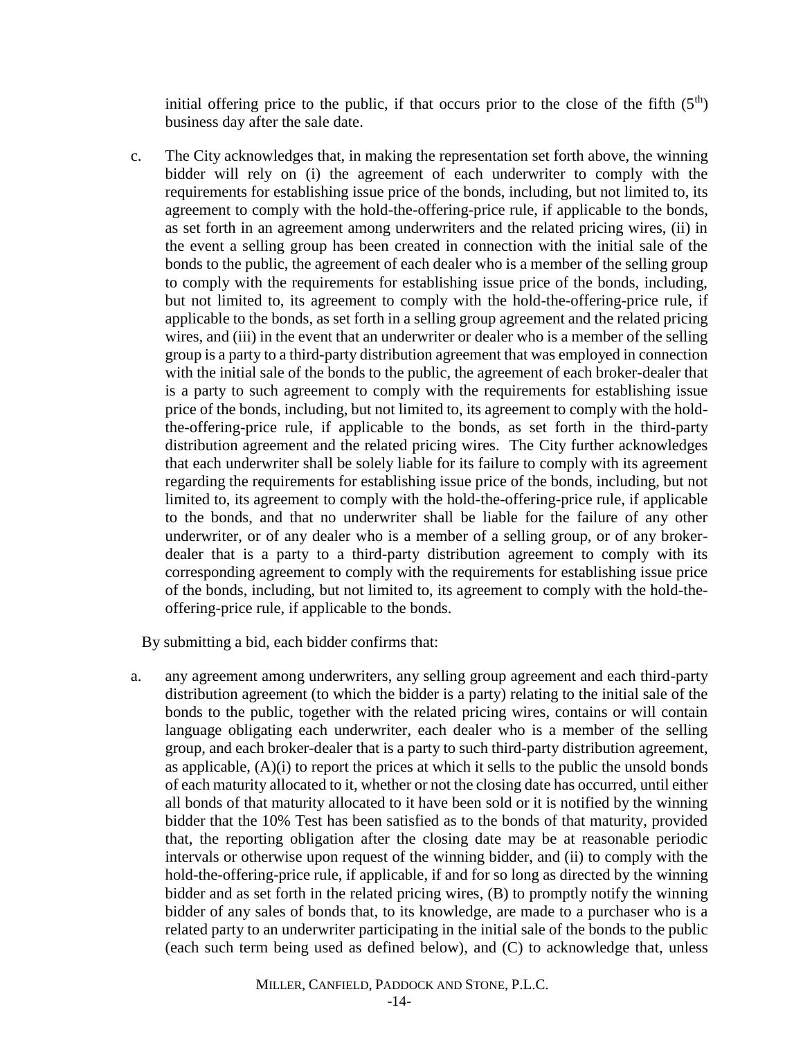initial offering price to the public, if that occurs prior to the close of the fifth (5th) business day after the sale date.

c. The City acknowledges that, in making the representation set forth above, the winning bidder will rely on (i) the agreement of each underwriter to comply with the requirements for establishing issue price of the bonds, including, but not limited to, its agreement to comply with the hold-the-offering-price rule, if applicable to the bonds, as set forth in an agreement among underwriters and the related pricing wires, (ii) in the event a selling group has been created in connection with the initial sale of the bonds to the public, the agreement of each dealer who is a member of the selling group to comply with the requirements for establishing issue price of the bonds, including, but not limited to, its agreement to comply with the hold-the-offering-price rule, if applicable to the bonds, as set forth in a selling group agreement and the related pricing wires, and (iii) in the event that an underwriter or dealer who is a member of the selling group is a party to a third-party distribution agreement that was employed in connection with the initial sale of the bonds to the public, the agreement of each broker-dealer that is a party to such agreement to comply with the requirements for establishing issue price of the bonds, including, but not limited to, its agreement to comply with the hold-the-offering-price rule, if applicable to the bonds, as set forth in the third-party distribution agreement and the related pricing wires. The City further acknowledges that each underwriter shall be solely liable for its failure to comply with its agreement regarding the requirements for establishing issue price of the bonds, including, but not limited to, its agreement to comply with the hold-the-offering-price rule, if applicable to the bonds, and that no underwriter shall be liable for the failure of any other underwriter, or of any dealer who is a member of a selling group, or of any broker-dealer that is a party to a third-party distribution agreement to comply with its corresponding agreement to comply with the requirements for establishing issue price of the bonds, including, but not limited to, its agreement to comply with the hold-the-offering-price rule, if applicable to the bonds.

By submitting a bid, each bidder confirms that:

a. any agreement among underwriters, any selling group agreement and each third-party distribution agreement (to which the bidder is a party) relating to the initial sale of the bonds to the public, together with the related pricing wires, contains or will contain language obligating each underwriter, each dealer who is a member of the selling group, and each broker-dealer that is a party to such third-party distribution agreement, as applicable, (A)(i) to report the prices at which it sells to the public the unsold bonds of each maturity allocated to it, whether or not the closing date has occurred, until either all bonds of that maturity allocated to it have been sold or it is notified by the winning bidder that the 10% Test has been satisfied as to the bonds of that maturity, provided that, the reporting obligation after the closing date may be at reasonable periodic intervals or otherwise upon request of the winning bidder, and (ii) to comply with the hold-the-offering-price rule, if applicable, if and for so long as directed by the winning bidder and as set forth in the related pricing wires, (B) to promptly notify the winning bidder of any sales of bonds that, to its knowledge, are made to a purchaser who is a related party to an underwriter participating in the initial sale of the bonds to the public (each such term being used as defined below), and (C) to acknowledge that, unless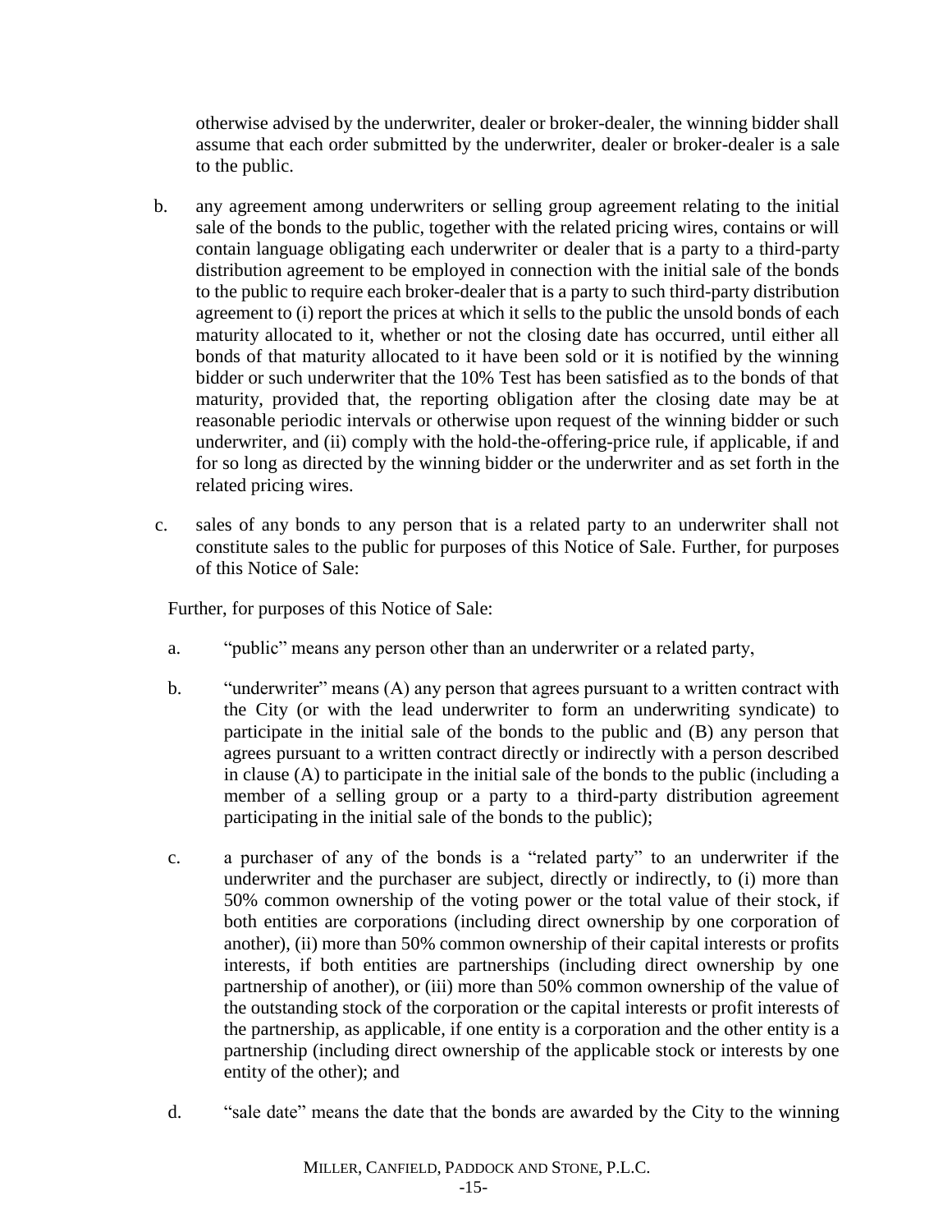otherwise advised by the underwriter, dealer or broker-dealer, the winning bidder shall assume that each order submitted by the underwriter, dealer or broker-dealer is a sale to the public.

b. any agreement among underwriters or selling group agreement relating to the initial sale of the bonds to the public, together with the related pricing wires, contains or will contain language obligating each underwriter or dealer that is a party to a third-party distribution agreement to be employed in connection with the initial sale of the bonds to the public to require each broker-dealer that is a party to such third-party distribution agreement to (i) report the prices at which it sells to the public the unsold bonds of each maturity allocated to it, whether or not the closing date has occurred, until either all bonds of that maturity allocated to it have been sold or it is notified by the winning bidder or such underwriter that the 10% Test has been satisfied as to the bonds of that maturity, provided that, the reporting obligation after the closing date may be at reasonable periodic intervals or otherwise upon request of the winning bidder or such underwriter, and (ii) comply with the hold-the-offering-price rule, if applicable, if and for so long as directed by the winning bidder or the underwriter and as set forth in the related pricing wires.

c. sales of any bonds to any person that is a related party to an underwriter shall not constitute sales to the public for purposes of this Notice of Sale. Further, for purposes of this Notice of Sale:

Further, for purposes of this Notice of Sale:

a. "public" means any person other than an underwriter or a related party,

b. "underwriter" means (A) any person that agrees pursuant to a written contract with the City (or with the lead underwriter to form an underwriting syndicate) to participate in the initial sale of the bonds to the public and (B) any person that agrees pursuant to a written contract directly or indirectly with a person described in clause (A) to participate in the initial sale of the bonds to the public (including a member of a selling group or a party to a third-party distribution agreement participating in the initial sale of the bonds to the public);

c. a purchaser of any of the bonds is a "related party" to an underwriter if the underwriter and the purchaser are subject, directly or indirectly, to (i) more than 50% common ownership of the voting power or the total value of their stock, if both entities are corporations (including direct ownership by one corporation of another), (ii) more than 50% common ownership of their capital interests or profits interests, if both entities are partnerships (including direct ownership by one partnership of another), or (iii) more than 50% common ownership of the value of the outstanding stock of the corporation or the capital interests or profit interests of the partnership, as applicable, if one entity is a corporation and the other entity is a partnership (including direct ownership of the applicable stock or interests by one entity of the other); and

d. "sale date" means the date that the bonds are awarded by the City to the winning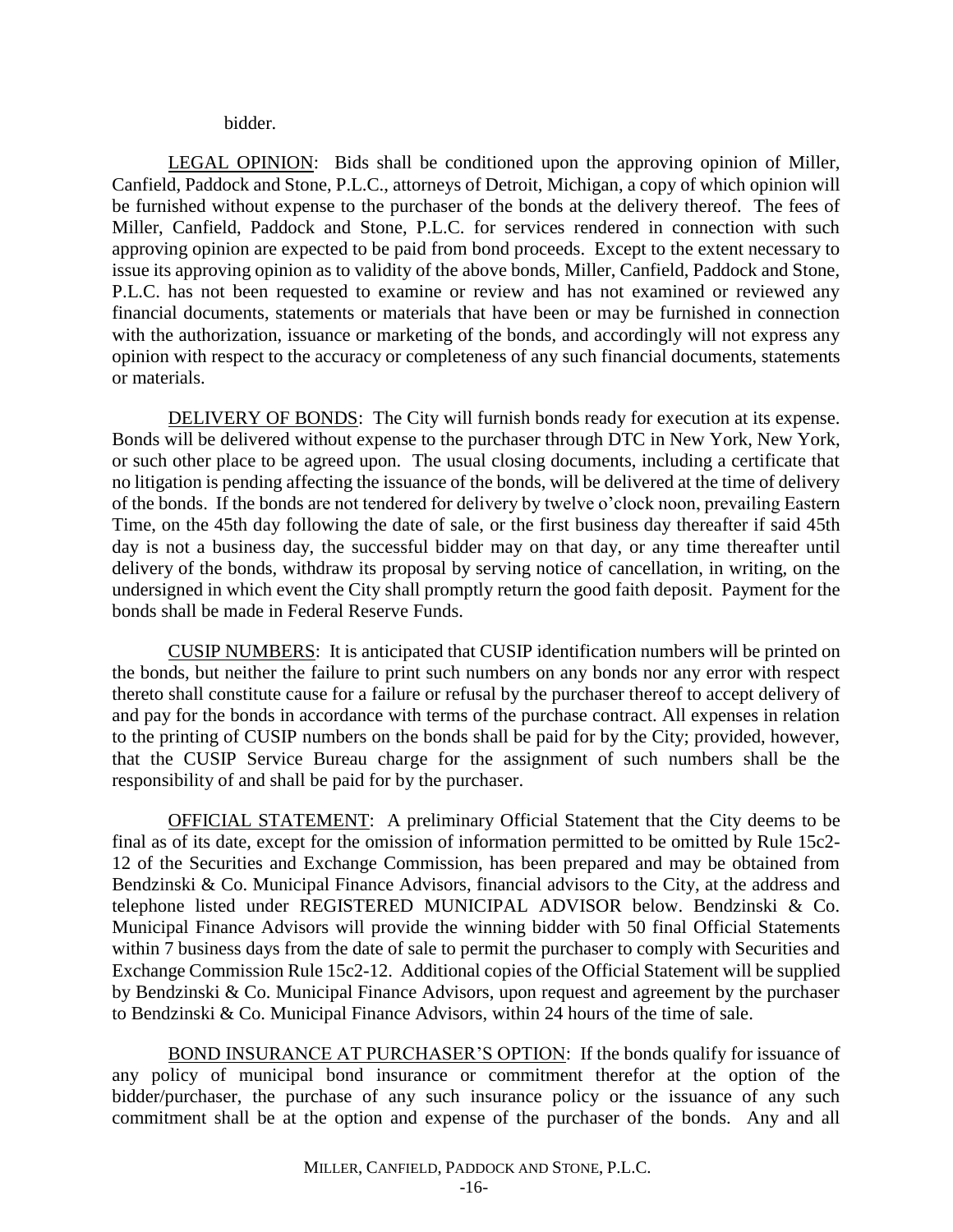bidder.

LEGAL OPINION: Bids shall be conditioned upon the approving opinion of Miller, Canfield, Paddock and Stone, P.L.C., attorneys of Detroit, Michigan, a copy of which opinion will be furnished without expense to the purchaser of the bonds at the delivery thereof. The fees of Miller, Canfield, Paddock and Stone, P.L.C. for services rendered in connection with such approving opinion are expected to be paid from bond proceeds. Except to the extent necessary to issue its approving opinion as to validity of the above bonds, Miller, Canfield, Paddock and Stone, P.L.C. has not been requested to examine or review and has not examined or reviewed any financial documents, statements or materials that have been or may be furnished in connection with the authorization, issuance or marketing of the bonds, and accordingly will not express any opinion with respect to the accuracy or completeness of any such financial documents, statements or materials.

DELIVERY OF BONDS: The City will furnish bonds ready for execution at its expense. Bonds will be delivered without expense to the purchaser through DTC in New York, New York, or such other place to be agreed upon. The usual closing documents, including a certificate that no litigation is pending affecting the issuance of the bonds, will be delivered at the time of delivery of the bonds. If the bonds are not tendered for delivery by twelve o'clock noon, prevailing Eastern Time, on the 45th day following the date of sale, or the first business day thereafter if said 45th day is not a business day, the successful bidder may on that day, or any time thereafter until delivery of the bonds, withdraw its proposal by serving notice of cancellation, in writing, on the undersigned in which event the City shall promptly return the good faith deposit. Payment for the bonds shall be made in Federal Reserve Funds.

CUSIP NUMBERS: It is anticipated that CUSIP identification numbers will be printed on the bonds, but neither the failure to print such numbers on any bonds nor any error with respect thereto shall constitute cause for a failure or refusal by the purchaser thereof to accept delivery of and pay for the bonds in accordance with terms of the purchase contract. All expenses in relation to the printing of CUSIP numbers on the bonds shall be paid for by the City; provided, however, that the CUSIP Service Bureau charge for the assignment of such numbers shall be the responsibility of and shall be paid for by the purchaser.

OFFICIAL STATEMENT: A preliminary Official Statement that the City deems to be final as of its date, except for the omission of information permitted to be omitted by Rule 15c2-12 of the Securities and Exchange Commission, has been prepared and may be obtained from Bendzinski & Co. Municipal Finance Advisors, financial advisors to the City, at the address and telephone listed under REGISTERED MUNICIPAL ADVISOR below. Bendzinski & Co. Municipal Finance Advisors will provide the winning bidder with 50 final Official Statements within 7 business days from the date of sale to permit the purchaser to comply with Securities and Exchange Commission Rule 15c2-12. Additional copies of the Official Statement will be supplied by Bendzinski & Co. Municipal Finance Advisors, upon request and agreement by the purchaser to Bendzinski & Co. Municipal Finance Advisors, within 24 hours of the time of sale.

BOND INSURANCE AT PURCHASER'S OPTION: If the bonds qualify for issuance of any policy of municipal bond insurance or commitment therefor at the option of the bidder/purchaser, the purchase of any such insurance policy or the issuance of any such commitment shall be at the option and expense of the purchaser of the bonds. Any and all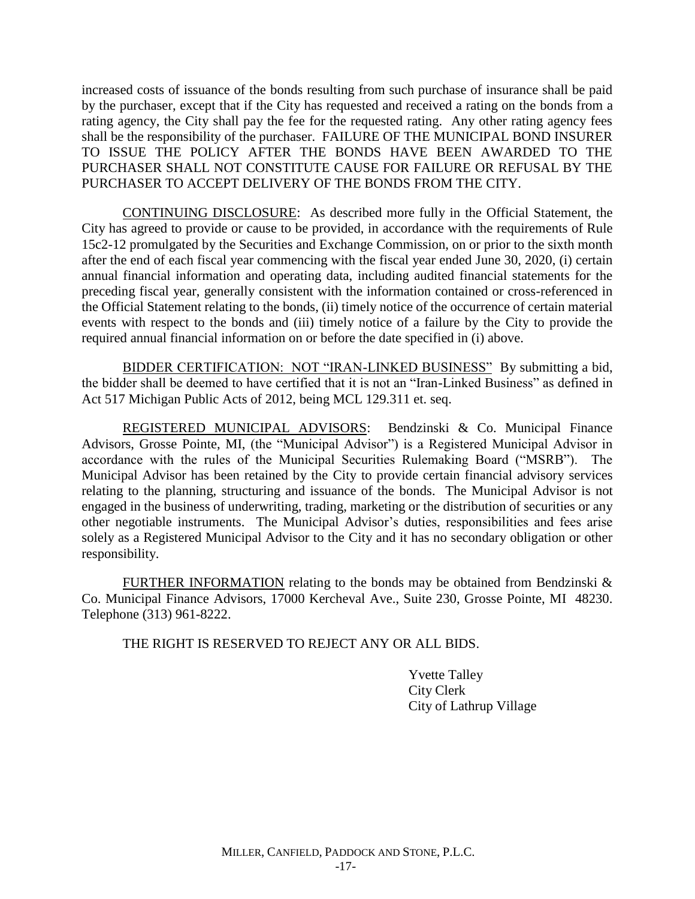increased costs of issuance of the bonds resulting from such purchase of insurance shall be paid by the purchaser, except that if the City has requested and received a rating on the bonds from a rating agency, the City shall pay the fee for the requested rating. Any other rating agency fees shall be the responsibility of the purchaser. FAILURE OF THE MUNICIPAL BOND INSURER TO ISSUE THE POLICY AFTER THE BONDS HAVE BEEN AWARDED TO THE PURCHASER SHALL NOT CONSTITUTE CAUSE FOR FAILURE OR REFUSAL BY THE PURCHASER TO ACCEPT DELIVERY OF THE BONDS FROM THE CITY.

CONTINUING DISCLOSURE: As described more fully in the Official Statement, the City has agreed to provide or cause to be provided, in accordance with the requirements of Rule 15c2-12 promulgated by the Securities and Exchange Commission, on or prior to the sixth month after the end of each fiscal year commencing with the fiscal year ended June 30, 2020, (i) certain annual financial information and operating data, including audited financial statements for the preceding fiscal year, generally consistent with the information contained or cross-referenced in the Official Statement relating to the bonds, (ii) timely notice of the occurrence of certain material events with respect to the bonds and (iii) timely notice of a failure by the City to provide the required annual financial information on or before the date specified in (i) above.

BIDDER CERTIFICATION: NOT "IRAN-LINKED BUSINESS" By submitting a bid, the bidder shall be deemed to have certified that it is not an "Iran-Linked Business" as defined in Act 517 Michigan Public Acts of 2012, being MCL 129.311 et. seq.

REGISTERED MUNICIPAL ADVISORS: Bendzinski & Co. Municipal Finance Advisors, Grosse Pointe, MI, (the "Municipal Advisor") is a Registered Municipal Advisor in accordance with the rules of the Municipal Securities Rulemaking Board ("MSRB"). The Municipal Advisor has been retained by the City to provide certain financial advisory services relating to the planning, structuring and issuance of the bonds. The Municipal Advisor is not engaged in the business of underwriting, trading, marketing or the distribution of securities or any other negotiable instruments. The Municipal Advisor's duties, responsibilities and fees arise solely as a Registered Municipal Advisor to the City and it has no secondary obligation or other responsibility.

FURTHER INFORMATION relating to the bonds may be obtained from Bendzinski & Co. Municipal Finance Advisors, 17000 Kercheval Ave., Suite 230, Grosse Pointe, MI 48230. Telephone (313) 961-8222.

THE RIGHT IS RESERVED TO REJECT ANY OR ALL BIDS.

Yvette Talley
City Clerk
City of Lathrup Village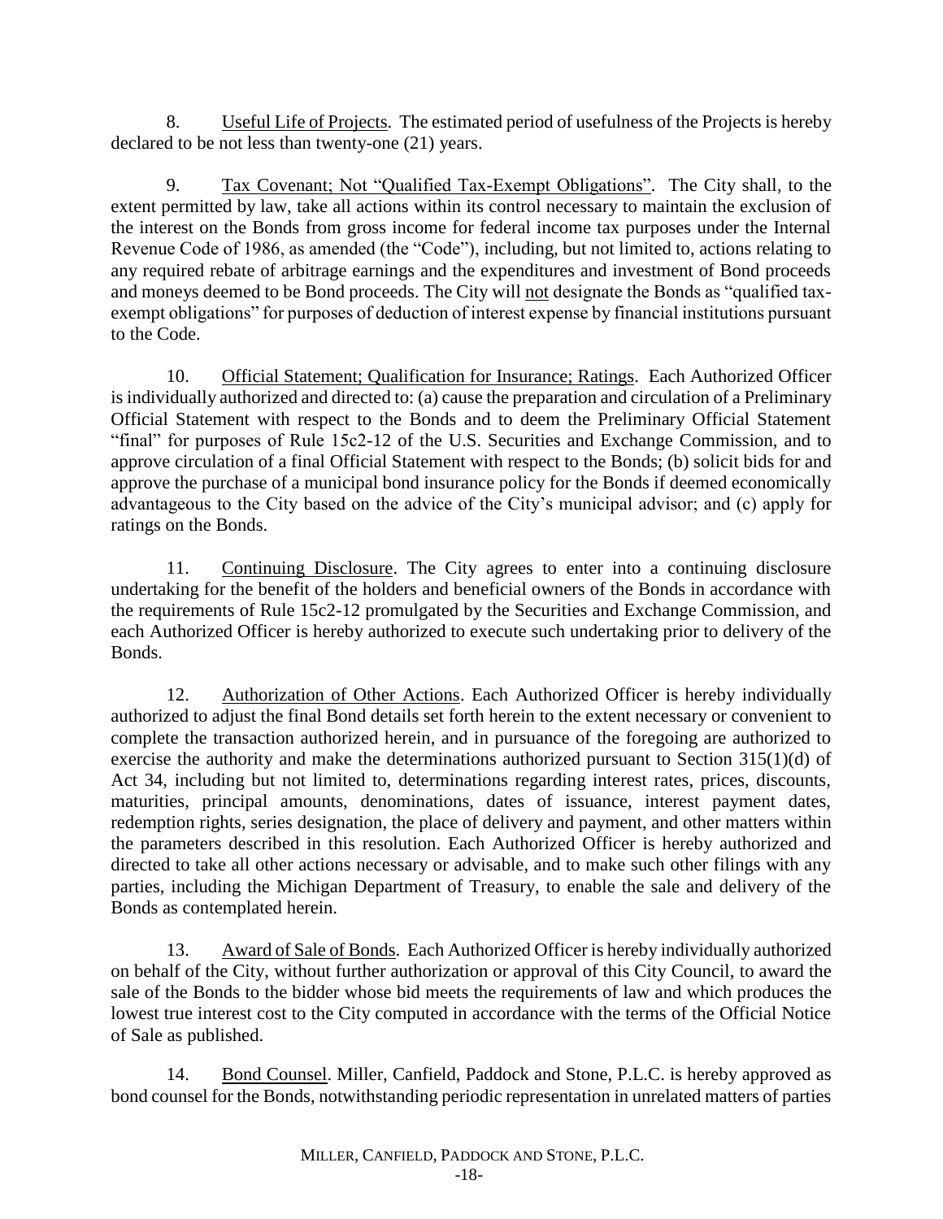8. Useful Life of Projects. The estimated period of usefulness of the Projects is hereby declared to be not less than twenty-one (21) years.

9. Tax Covenant; Not "Qualified Tax-Exempt Obligations". The City shall, to the extent permitted by law, take all actions within its control necessary to maintain the exclusion of the interest on the Bonds from gross income for federal income tax purposes under the Internal Revenue Code of 1986, as amended (the "Code"), including, but not limited to, actions relating to any required rebate of arbitrage earnings and the expenditures and investment of Bond proceeds and moneys deemed to be Bond proceeds. The City will not designate the Bonds as "qualified tax-exempt obligations" for purposes of deduction of interest expense by financial institutions pursuant to the Code.

10. Official Statement; Qualification for Insurance; Ratings. Each Authorized Officer is individually authorized and directed to: (a) cause the preparation and circulation of a Preliminary Official Statement with respect to the Bonds and to deem the Preliminary Official Statement "final" for purposes of Rule 15c2-12 of the U.S. Securities and Exchange Commission, and to approve circulation of a final Official Statement with respect to the Bonds; (b) solicit bids for and approve the purchase of a municipal bond insurance policy for the Bonds if deemed economically advantageous to the City based on the advice of the City's municipal advisor; and (c) apply for ratings on the Bonds.

11. Continuing Disclosure. The City agrees to enter into a continuing disclosure undertaking for the benefit of the holders and beneficial owners of the Bonds in accordance with the requirements of Rule 15c2-12 promulgated by the Securities and Exchange Commission, and each Authorized Officer is hereby authorized to execute such undertaking prior to delivery of the Bonds.

12. Authorization of Other Actions. Each Authorized Officer is hereby individually authorized to adjust the final Bond details set forth herein to the extent necessary or convenient to complete the transaction authorized herein, and in pursuance of the foregoing are authorized to exercise the authority and make the determinations authorized pursuant to Section 315(1)(d) of Act 34, including but not limited to, determinations regarding interest rates, prices, discounts, maturities, principal amounts, denominations, dates of issuance, interest payment dates, redemption rights, series designation, the place of delivery and payment, and other matters within the parameters described in this resolution. Each Authorized Officer is hereby authorized and directed to take all other actions necessary or advisable, and to make such other filings with any parties, including the Michigan Department of Treasury, to enable the sale and delivery of the Bonds as contemplated herein.

13. Award of Sale of Bonds. Each Authorized Officer is hereby individually authorized on behalf of the City, without further authorization or approval of this City Council, to award the sale of the Bonds to the bidder whose bid meets the requirements of law and which produces the lowest true interest cost to the City computed in accordance with the terms of the Official Notice of Sale as published.

14. Bond Counsel. Miller, Canfield, Paddock and Stone, P.L.C. is hereby approved as bond counsel for the Bonds, notwithstanding periodic representation in unrelated matters of parties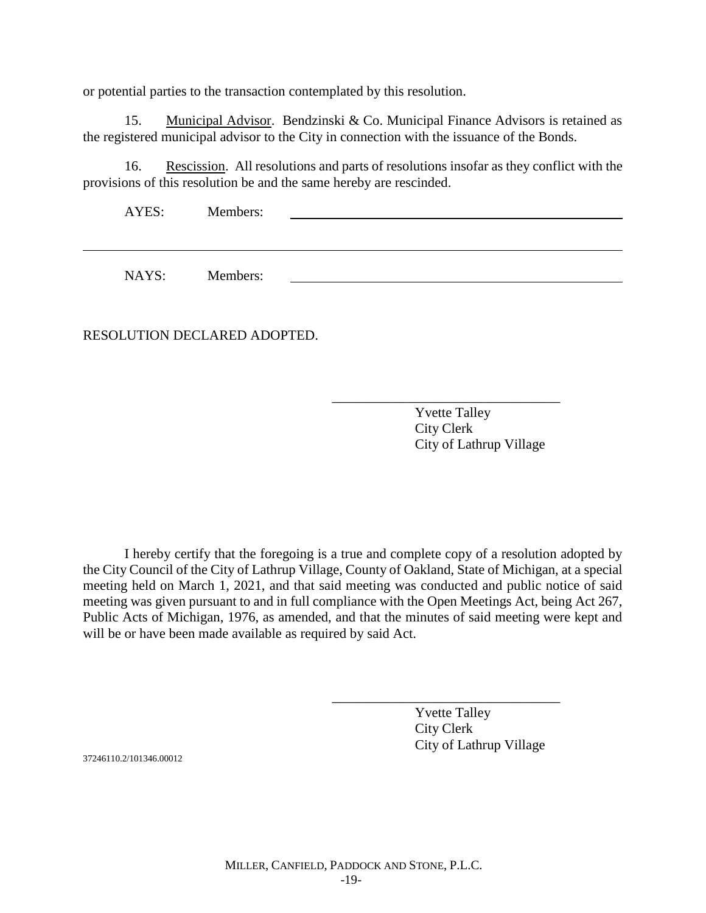or potential parties to the transaction contemplated by this resolution.

15. Municipal Advisor. Bendzinski & Co. Municipal Finance Advisors is retained as the registered municipal advisor to the City in connection with the issuance of the Bonds.

16. Rescission. All resolutions and parts of resolutions insofar as they conflict with the provisions of this resolution be and the same hereby are rescinded.

AYES: Members: ______________________________________________

______________________________________________________________

NAYS: Members: ______________________________________________

RESOLUTION DECLARED ADOPTED.

\_\_\_\_\_\_\_\_\_\_\_\_\_\_\_\_\_\_\_\_\_\_\_\_\_\_\_\_\_\_\_\_\_\_  
Yvette Talley  
City Clerk  
City of Lathrup Village

I hereby certify that the foregoing is a true and complete copy of a resolution adopted by the City Council of the City of Lathrup Village, County of Oakland, State of Michigan, at a special meeting held on March 1, 2021, and that said meeting was conducted and public notice of said meeting was given pursuant to and in full compliance with the Open Meetings Act, being Act 267, Public Acts of Michigan, 1976, as amended, and that the minutes of said meeting were kept and will be or have been made available as required by said Act.

\_\_\_\_\_\_\_\_\_\_\_\_\_\_\_\_\_\_\_\_\_\_\_\_\_\_\_\_\_\_\_\_\_\_  
Yvette Talley  
City Clerk  
City of Lathrup Village

37246110.2/101346.00012

MILLER, CANFIELD, PADDOCK AND STONE, P.L.C.